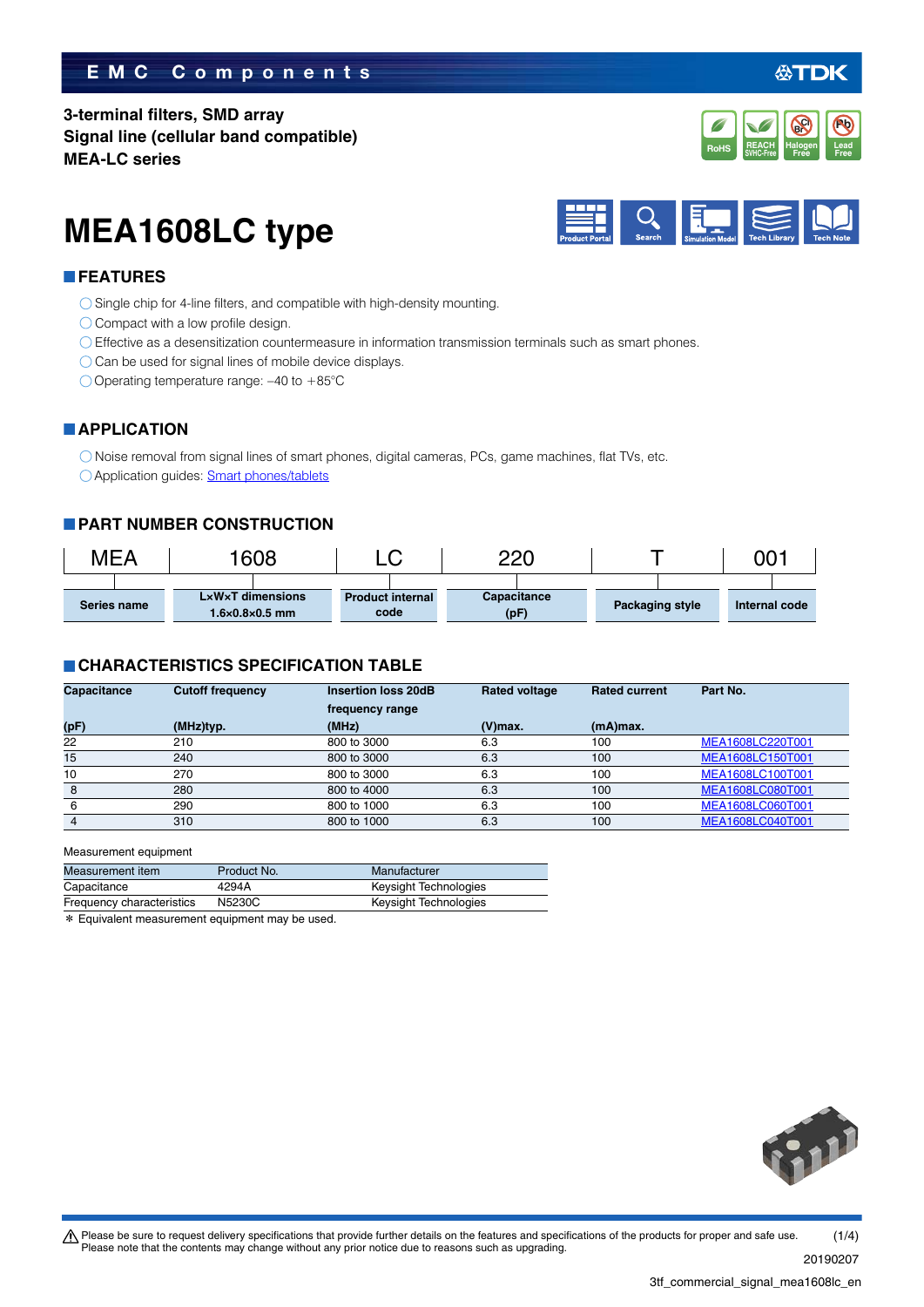EMC Components

**3-terminal filters, SMD array**
**Signal line (cellular band compatible)**
**MEA-LC series**

# MEA1608LC type

## FEATURES

- Single chip for 4-line filters, and compatible with high-density mounting.
- Compact with a low profile design.
- Effective as a desensitization countermeasure in information transmission terminals such as smart phones.
- Can be used for signal lines of mobile device displays.
- Operating temperature range: –40 to +85°C

## APPLICATION

- Noise removal from signal lines of smart phones, digital cameras, PCs, game machines, flat TVs, etc.
- Application guides: Smart phones/tablets

## PART NUMBER CONSTRUCTION

| MEA | 1608 | LC | 220 | T | 001 |
|---|---|---|---|---|---|
| Series name | L×W×T dimensions 1.6×0.8×0.5 mm | Product internal code | Capacitance (pF) | Packaging style | Internal code |

## CHARACTERISTICS SPECIFICATION TABLE

| Capacitance (pF) | Cutoff frequency (MHz)typ. | Insertion loss 20dB frequency range (MHz) | Rated voltage (V)max. | Rated current (mA)max. | Part No. |
|---|---|---|---|---|---|
| 22 | 210 | 800 to 3000 | 6.3 | 100 | MEA1608LC220T001 |
| 15 | 240 | 800 to 3000 | 6.3 | 100 | MEA1608LC150T001 |
| 10 | 270 | 800 to 3000 | 6.3 | 100 | MEA1608LC100T001 |
| 8 | 280 | 800 to 4000 | 6.3 | 100 | MEA1608LC080T001 |
| 6 | 290 | 800 to 1000 | 6.3 | 100 | MEA1608LC060T001 |
| 4 | 310 | 800 to 1000 | 6.3 | 100 | MEA1608LC040T001 |

Measurement equipment

| Measurement item | Product No. | Manufacturer |
|---|---|---|
| Capacitance | 4294A | Keysight Technologies |
| Frequency characteristics | N5230C | Keysight Technologies |

* Equivalent measurement equipment may be used.

Please be sure to request delivery specifications that provide further details on the features and specifications of the products for proper and safe use.
Please note that the contents may change without any prior notice due to reasons such as upgrading.

20190207

3tf_commercial_signal_mea1608lc_en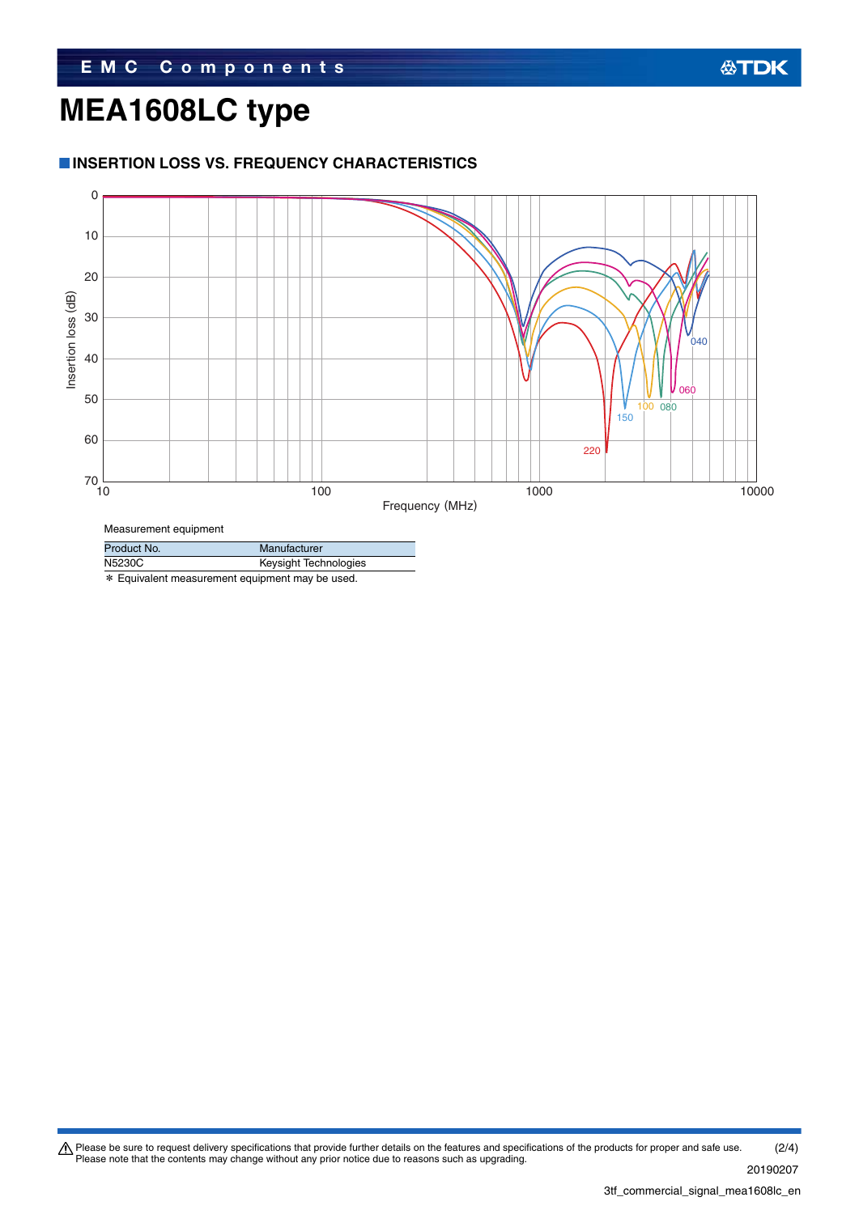# MEA1608LC type

## INSERTION LOSS VS. FREQUENCY CHARACTERISTICS

Measurement equipment

| Product No. | Manufacturer |
|---|---|
| N5230C | Keysight Technologies |

＊ Equivalent measurement equipment may be used.

⚠ Please be sure to request delivery specifications that provide further details on the features and specifications of the products for proper and safe use.
Please note that the contents may change without any prior notice due to reasons such as upgrading.

20190207

3tf_commercial_signal_mea1608lc_en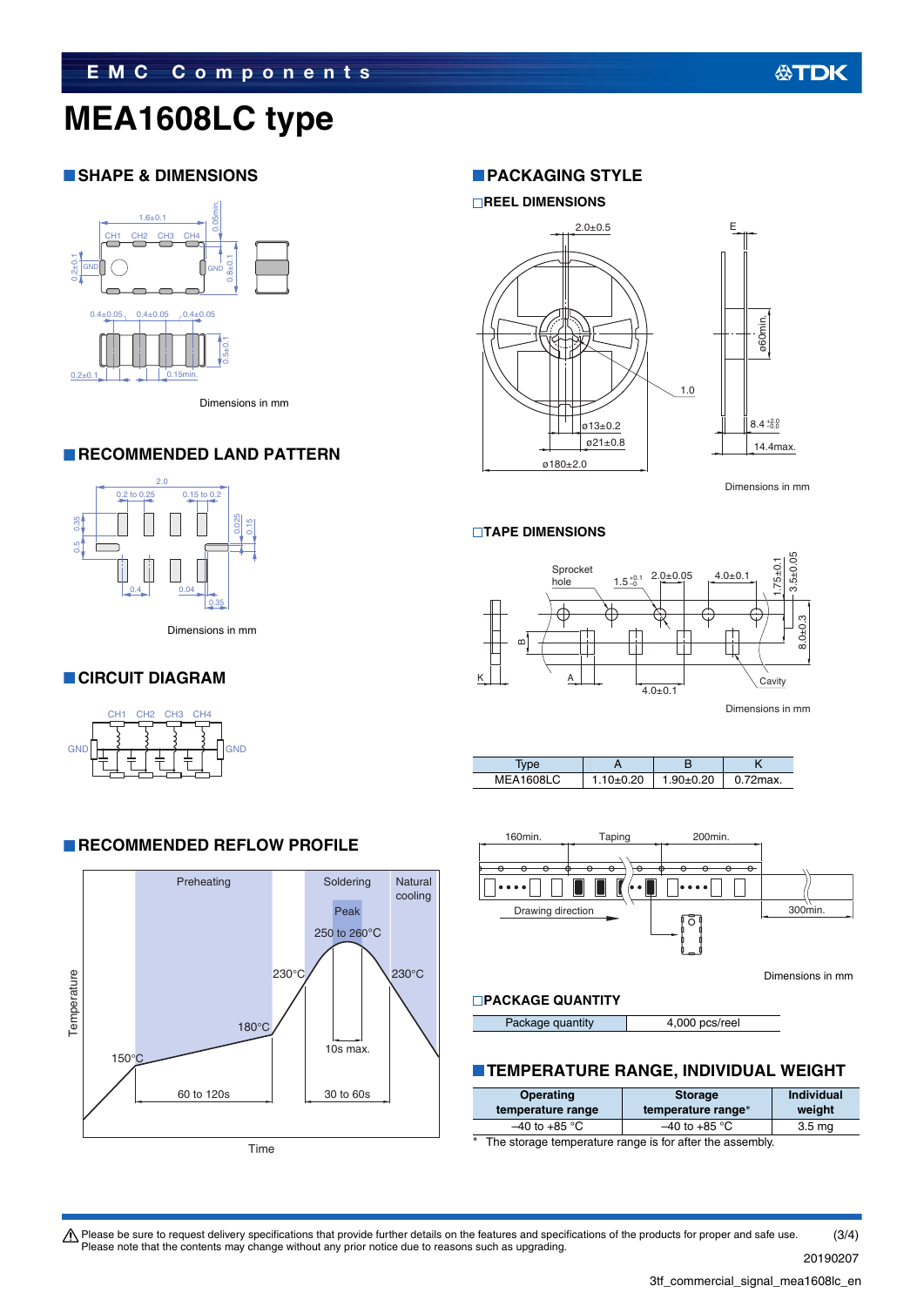# MEA1608LC type

## SHAPE & DIMENSIONS

Dimensions in mm

## RECOMMENDED LAND PATTERN

Dimensions in mm

## CIRCUIT DIAGRAM

## RECOMMENDED REFLOW PROFILE

## PACKAGING STYLE

### REEL DIMENSIONS

Dimensions in mm

### TAPE DIMENSIONS

Dimensions in mm

| Type | A | B | K |
|---|---|---|---|
| MEA1608LC | 1.10±0.20 | 1.90±0.20 | 0.72max. |

Dimensions in mm

### PACKAGE QUANTITY

| Package quantity | 4,000 pcs/reel |
|---|---|

## TEMPERATURE RANGE, INDIVIDUAL WEIGHT

| Operating temperature range | Storage temperature range* | Individual weight |
|---|---|---|
| –40 to +85 °C | –40 to +85 °C | 3.5 mg |

\* The storage temperature range is for after the assembly.

⚠ Please be sure to request delivery specifications that provide further details on the features and specifications of the products for proper and safe use.
Please note that the contents may change without any prior notice due to reasons such as upgrading.

20190207

3tf_commercial_signal_mea1608lc_en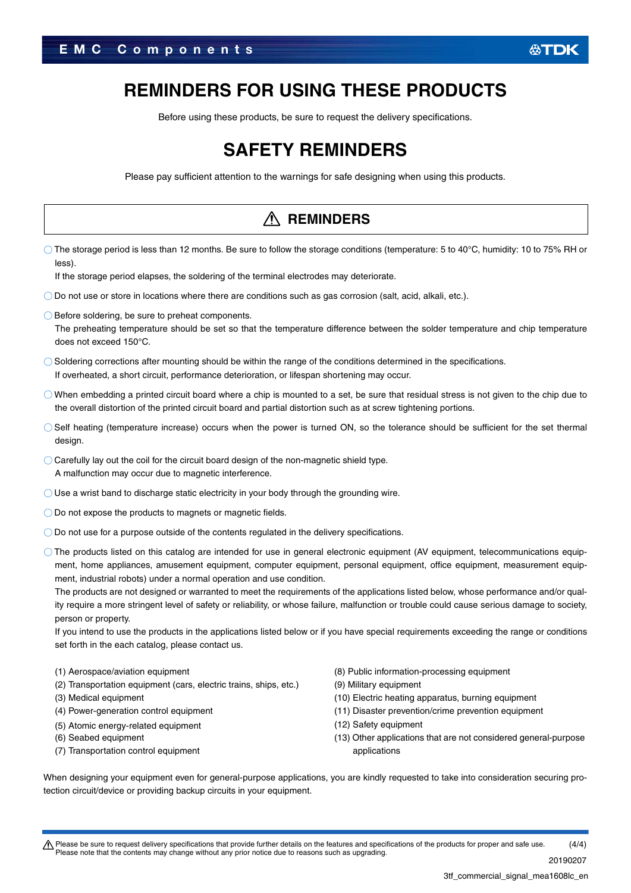# REMINDERS FOR USING THESE PRODUCTS

Before using these products, be sure to request the delivery specifications.

# SAFETY REMINDERS

Please pay sufficient attention to the warnings for safe designing when using this products.

## ⚠ REMINDERS

- The storage period is less than 12 months. Be sure to follow the storage conditions (temperature: 5 to 40°C, humidity: 10 to 75% RH or less).
  If the storage period elapses, the soldering of the terminal electrodes may deteriorate.
- Do not use or store in locations where there are conditions such as gas corrosion (salt, acid, alkali, etc.).
- Before soldering, be sure to preheat components.
  The preheating temperature should be set so that the temperature difference between the solder temperature and chip temperature does not exceed 150°C.
- Soldering corrections after mounting should be within the range of the conditions determined in the specifications.
  If overheated, a short circuit, performance deterioration, or lifespan shortening may occur.
- When embedding a printed circuit board where a chip is mounted to a set, be sure that residual stress is not given to the chip due to the overall distortion of the printed circuit board and partial distortion such as at screw tightening portions.
- Self heating (temperature increase) occurs when the power is turned ON, so the tolerance should be sufficient for the set thermal design.
- Carefully lay out the coil for the circuit board design of the non-magnetic shield type.
  A malfunction may occur due to magnetic interference.
- Use a wrist band to discharge static electricity in your body through the grounding wire.
- Do not expose the products to magnets or magnetic fields.
- Do not use for a purpose outside of the contents regulated in the delivery specifications.
- The products listed on this catalog are intended for use in general electronic equipment (AV equipment, telecommunications equipment, home appliances, amusement equipment, computer equipment, personal equipment, office equipment, measurement equipment, industrial robots) under a normal operation and use condition.
  The products are not designed or warranted to meet the requirements of the applications listed below, whose performance and/or quality require a more stringent level of safety or reliability, or whose failure, malfunction or trouble could cause serious damage to society, person or property.
  If you intend to use the products in the applications listed below or if you have special requirements exceeding the range or conditions set forth in the each catalog, please contact us.

  (1) Aerospace/aviation equipment
  (2) Transportation equipment (cars, electric trains, ships, etc.)
  (3) Medical equipment
  (4) Power-generation control equipment
  (5) Atomic energy-related equipment
  (6) Seabed equipment
  (7) Transportation control equipment
  (8) Public information-processing equipment
  (9) Military equipment
  (10) Electric heating apparatus, burning equipment
  (11) Disaster prevention/crime prevention equipment
  (12) Safety equipment
  (13) Other applications that are not considered general-purpose applications

When designing your equipment even for general-purpose applications, you are kindly requested to take into consideration securing protection circuit/device or providing backup circuits in your equipment.

⚠ Please be sure to request delivery specifications that provide further details on the features and specifications of the products for proper and safe use.
Please note that the contents may change without any prior notice due to reasons such as upgrading.

20190207

3tf_commercial_signal_mea1608lc_en